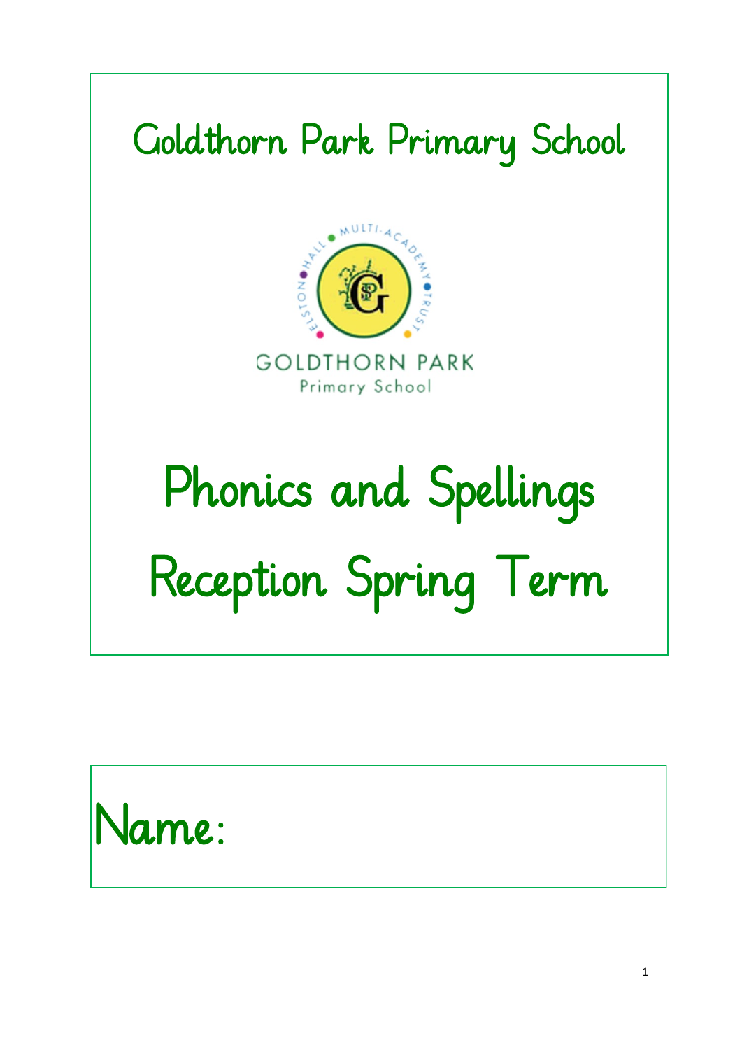# Goldthorn Park Primary School

# Phonics and Spellings

# Reception Spring Term

Name: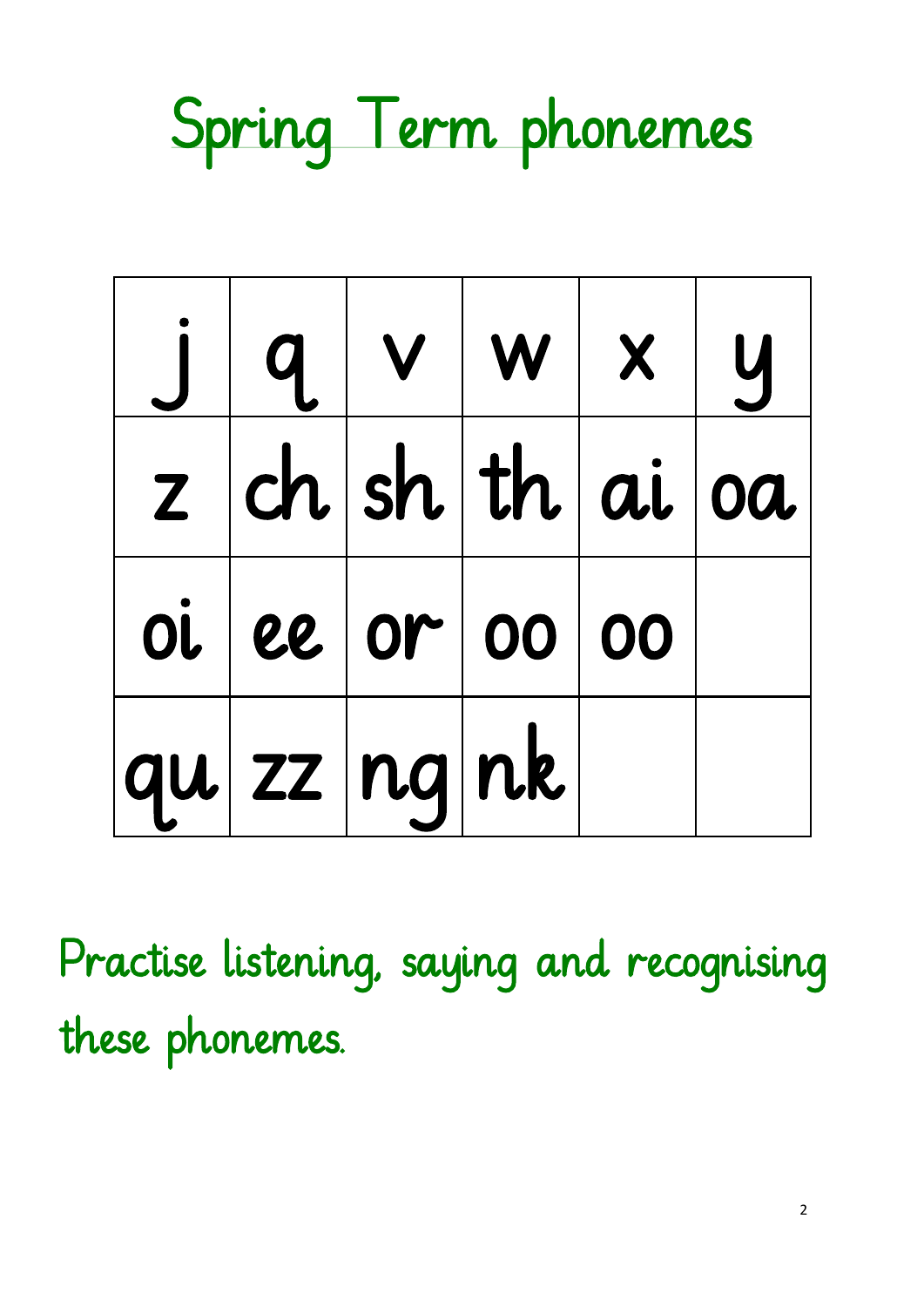# Spring Term phonemes

| j | q | v | w | x | y |
|---|---|---|---|---|---|
| z | ch | sh | th | ai | oa |
| oi | ee | or | oo | oo | |
| qu | zz | ng | nk | | |

Practise listening, saying and recognising these phonemes.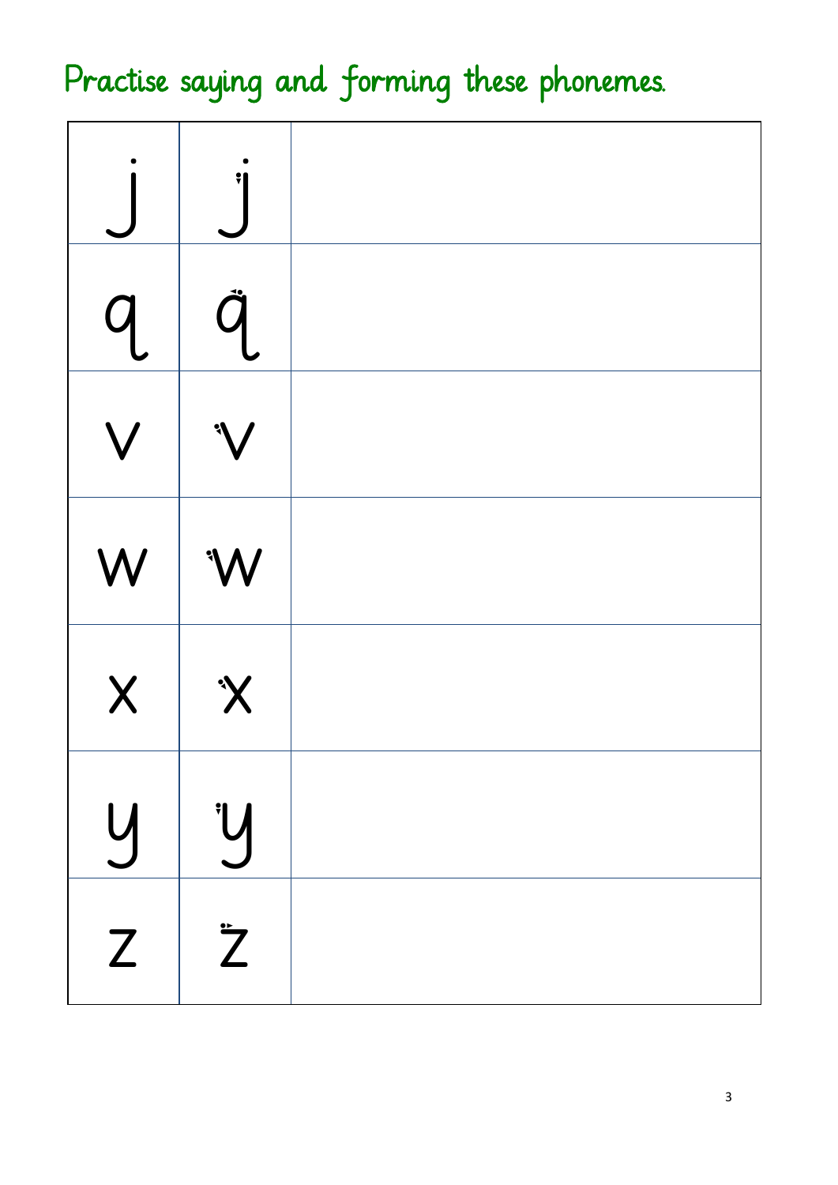# Practise saying and forming these phonemes.

| | | |
|---|---|---|
| j | j | |
| q | q | |
| v | v | |
| w | w | |
| x | x | |
| y | y | |
| z | z | |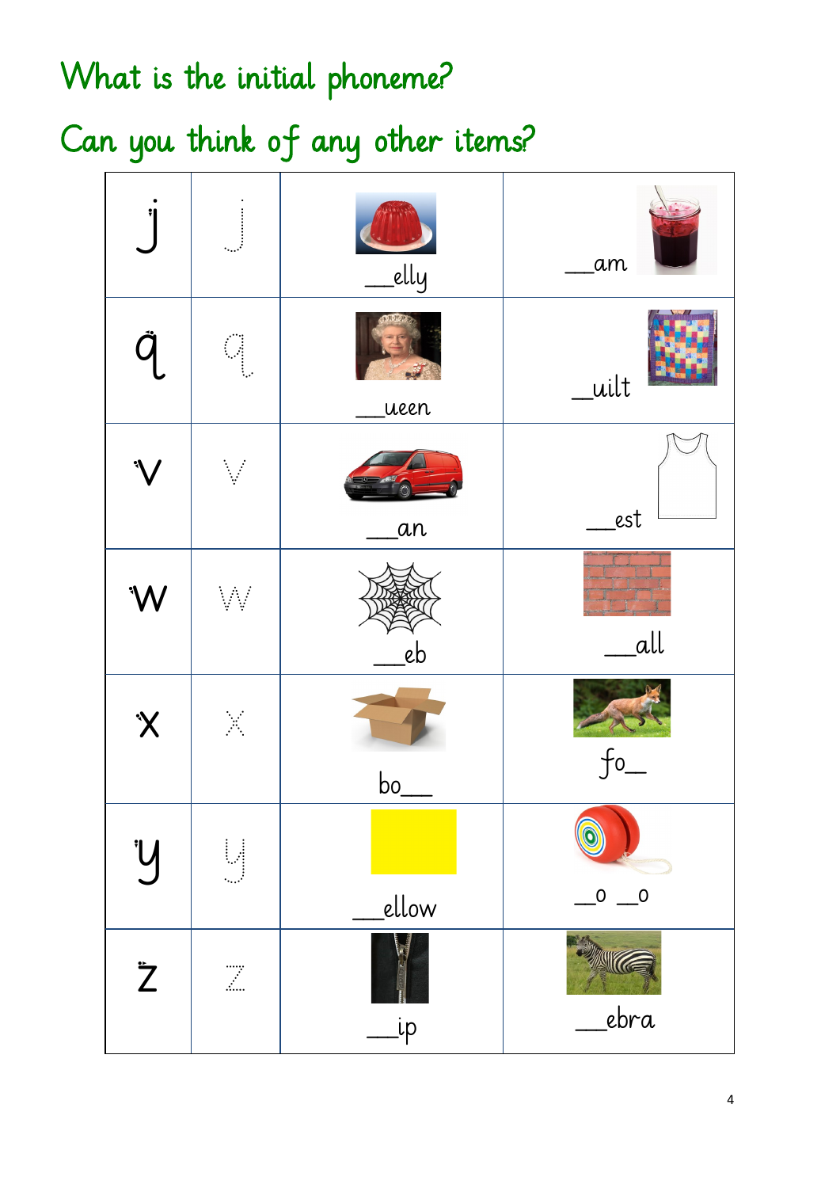# What is the initial phoneme?

# Can you think of any other items?

| j | j | ___elly | ___am |
|---|---|---|---|
| q | q | ___ueen | ___uilt |
| v | v | ___an | ___est |
| w | w | ___eb | ___all |
| x | x | bo___ | fo___ |
| y | y | ___ellow | ___o ___o |
| z | z | ___ip | ___ebra |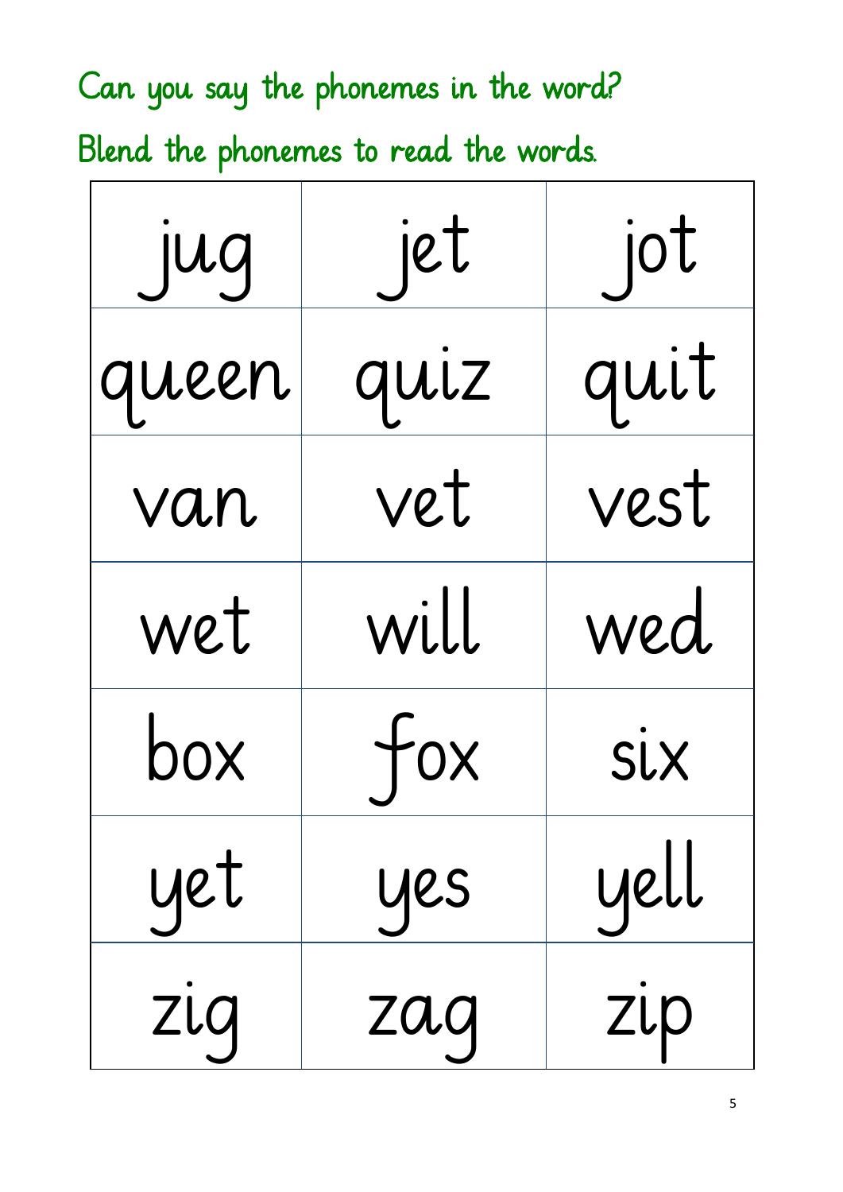Can you say the phonemes in the word?

Blend the phonemes to read the words.

| | | |
|---|---|---|
| jug | jet | jot |
| queen | quiz | quit |
| van | vet | vest |
| wet | will | wed |
| box | fox | six |
| yet | yes | yell |
| zig | zag | zip |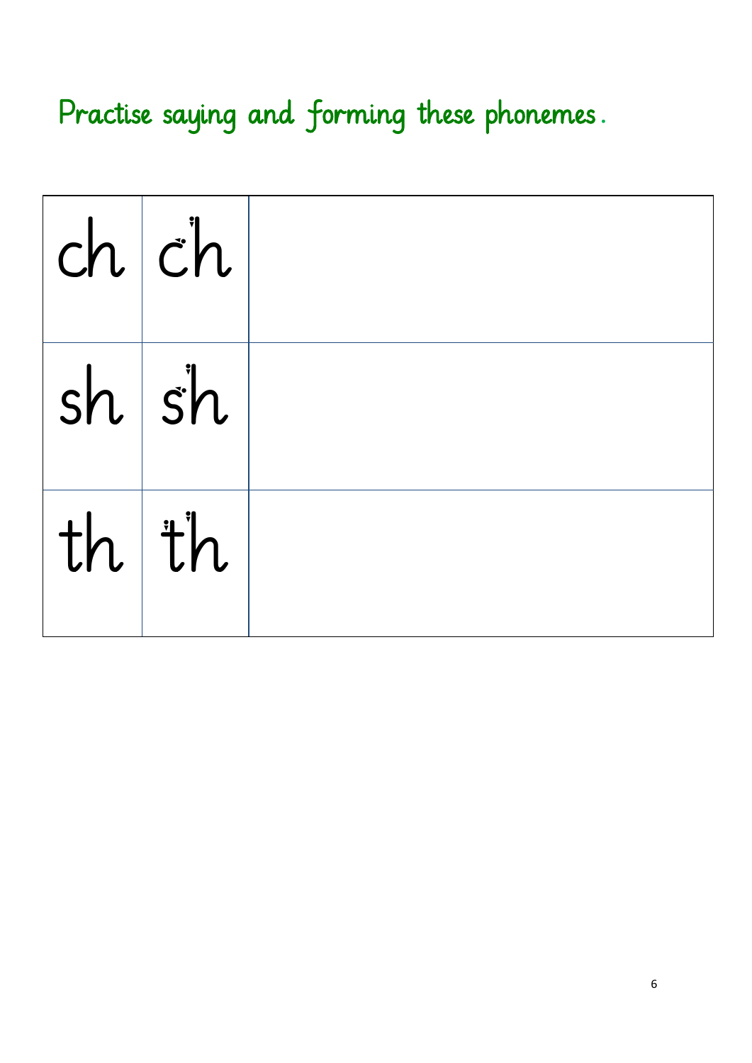Practise saying and forming these phonemes.

| | | |
|---|---|---|
| ch | ch | |
| sh | sh | |
| th | th | |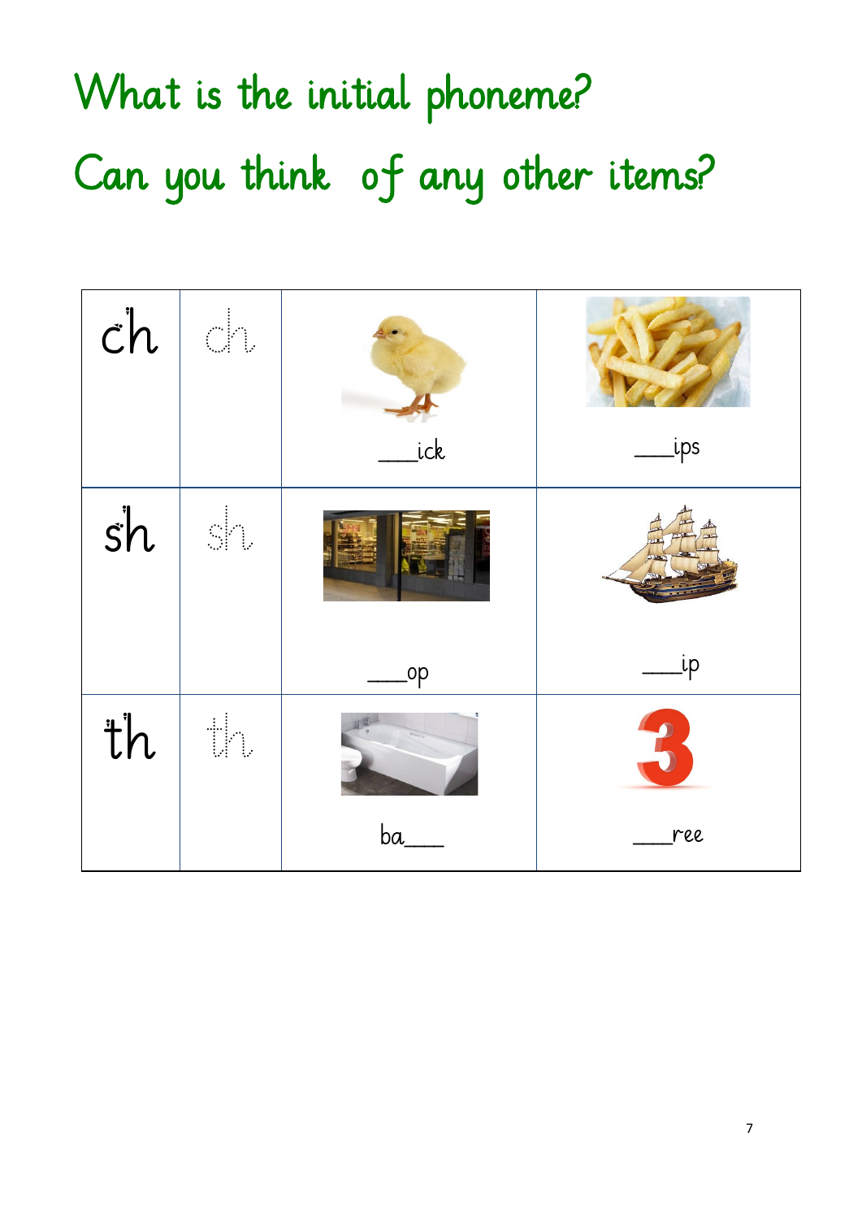# What is the initial phoneme?

# Can you think of any other items?

| ch | ch | ___ick | ___ips |
|---|---|---|---|
| sh | sh | ___op | ___ip |
| th | th | ba___ | ___ree |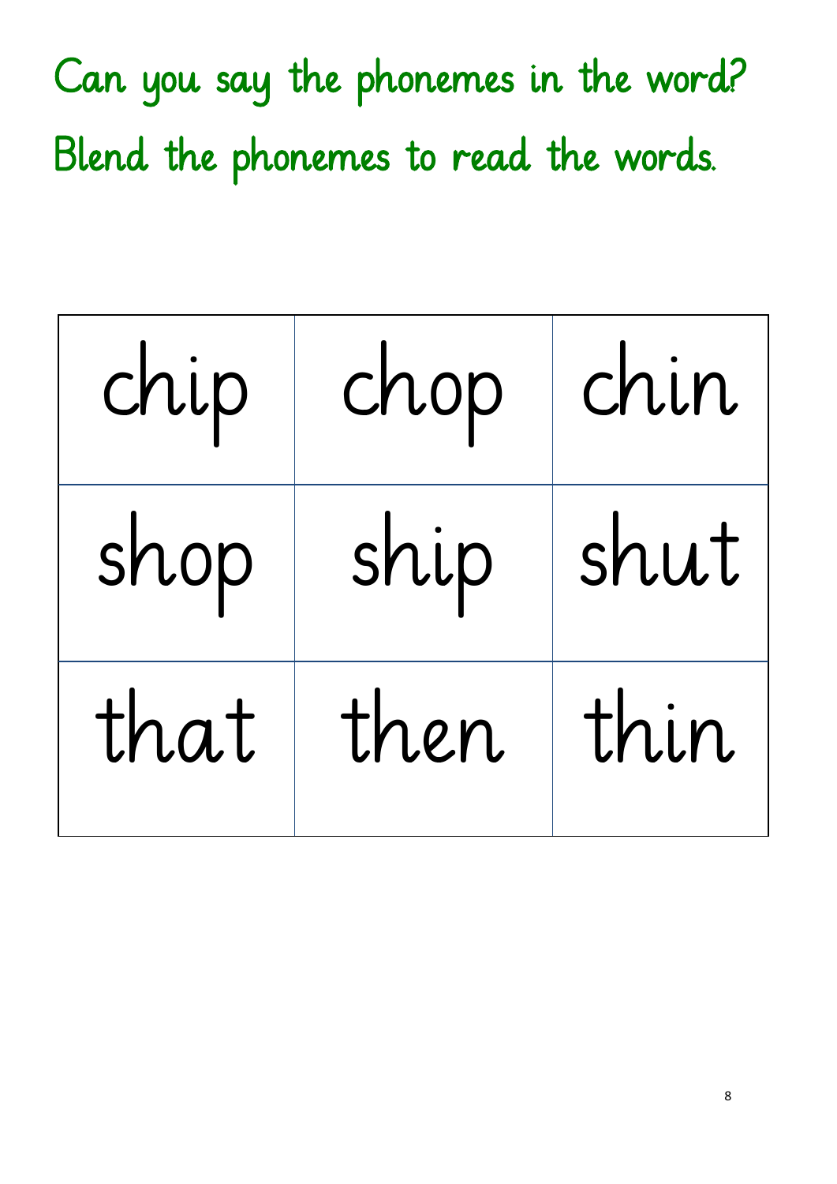Can you say the phonemes in the word?

Blend the phonemes to read the words.

| chip | chop | chin |
| --- | --- | --- |
| shop | ship | shut |
| that | then | thin |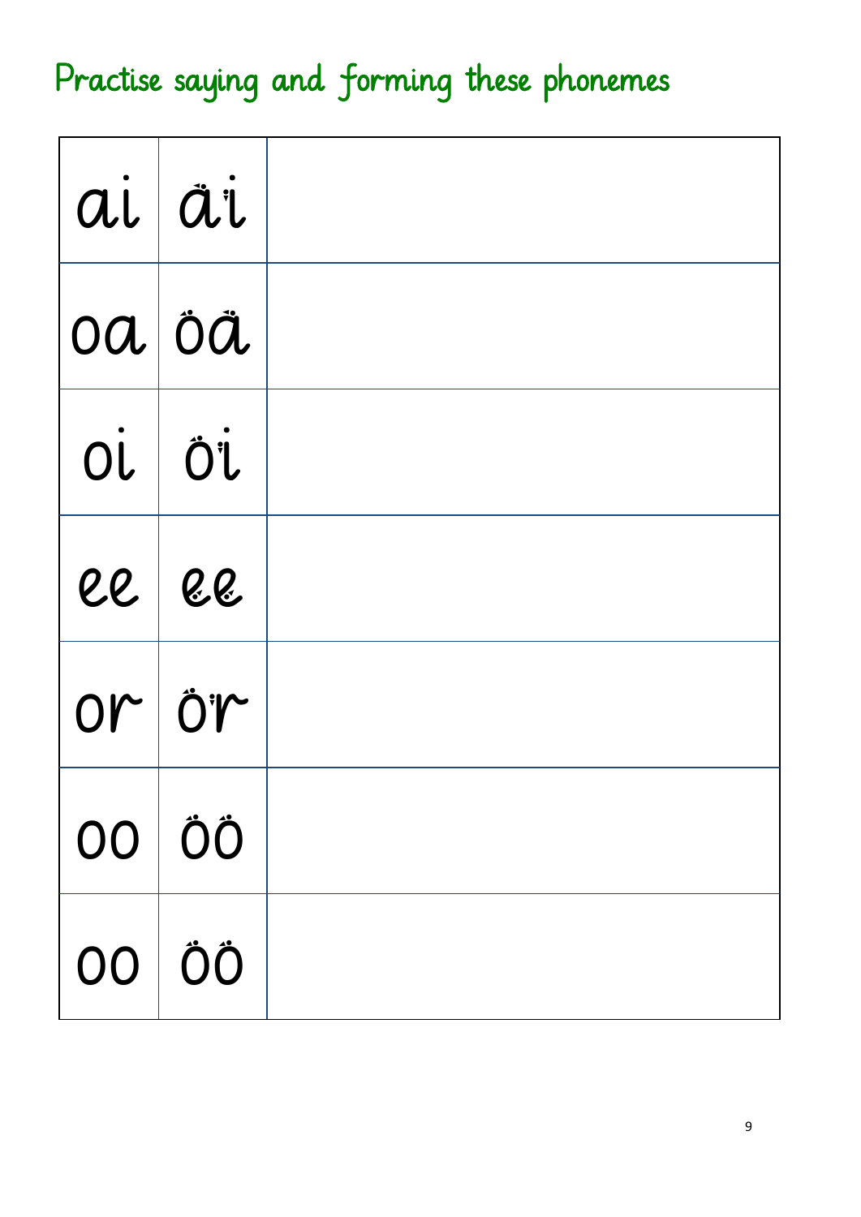# Practise saying and forming these phonemes

| | | |
|---|---|---|
| ai | ai | |
| oa | oa | |
| oi | oi | |
| ee | ee | |
| or | or | |
| oo | oo | |
| oo | oo | |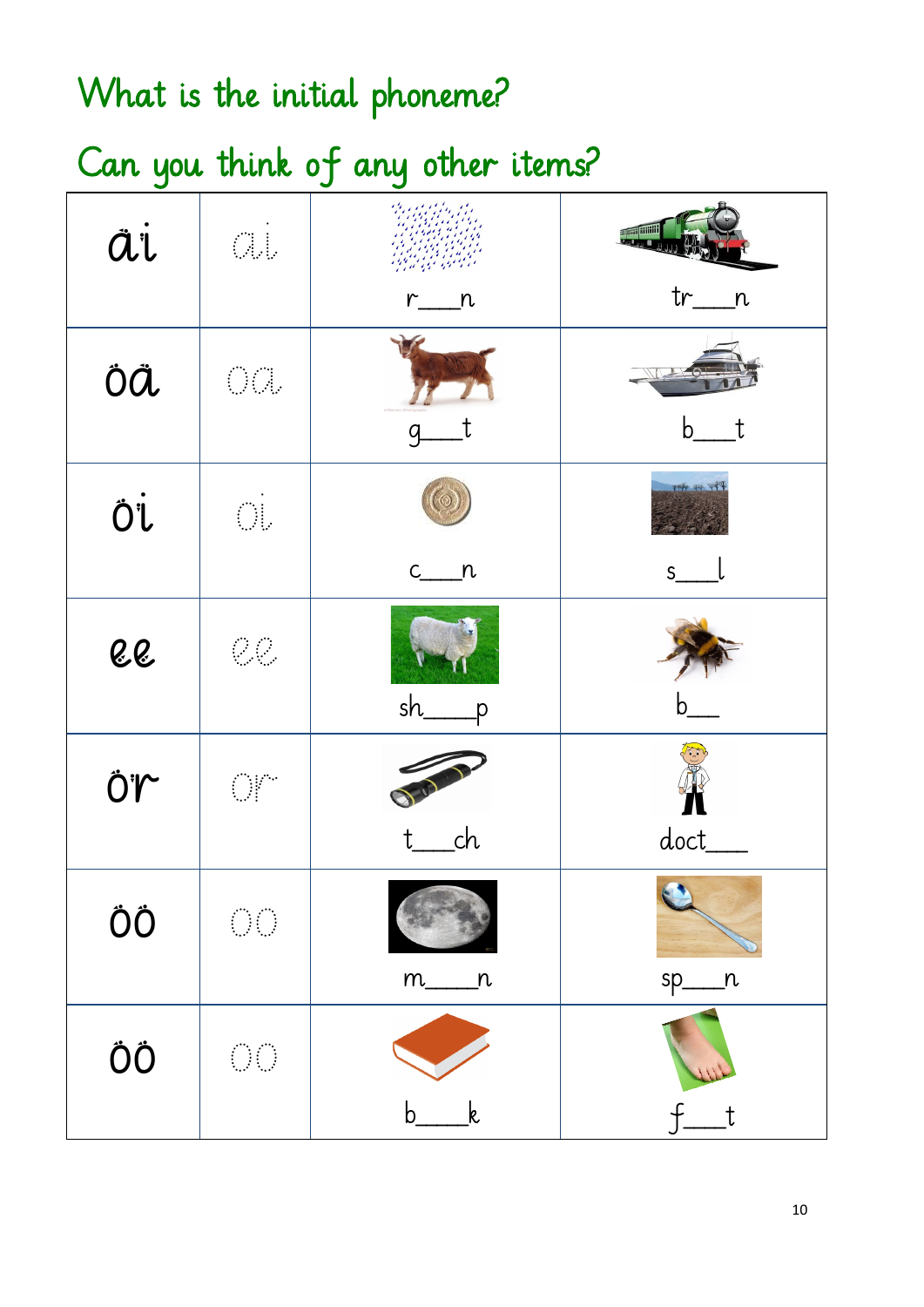## What is the initial phoneme?

## Can you think of any other items?

| | | | |
|---|---|---|---|
| ai | ai | r___n | tr___n |
| oa | oa | g___t | b___t |
| oi | oi | c___n | s___l |
| ee | ee | sh____p | b___ |
| or | or | t___ch | doct___ |
| oo | oo | m____n | sp___n |
| oo | oo | b____k | f___t |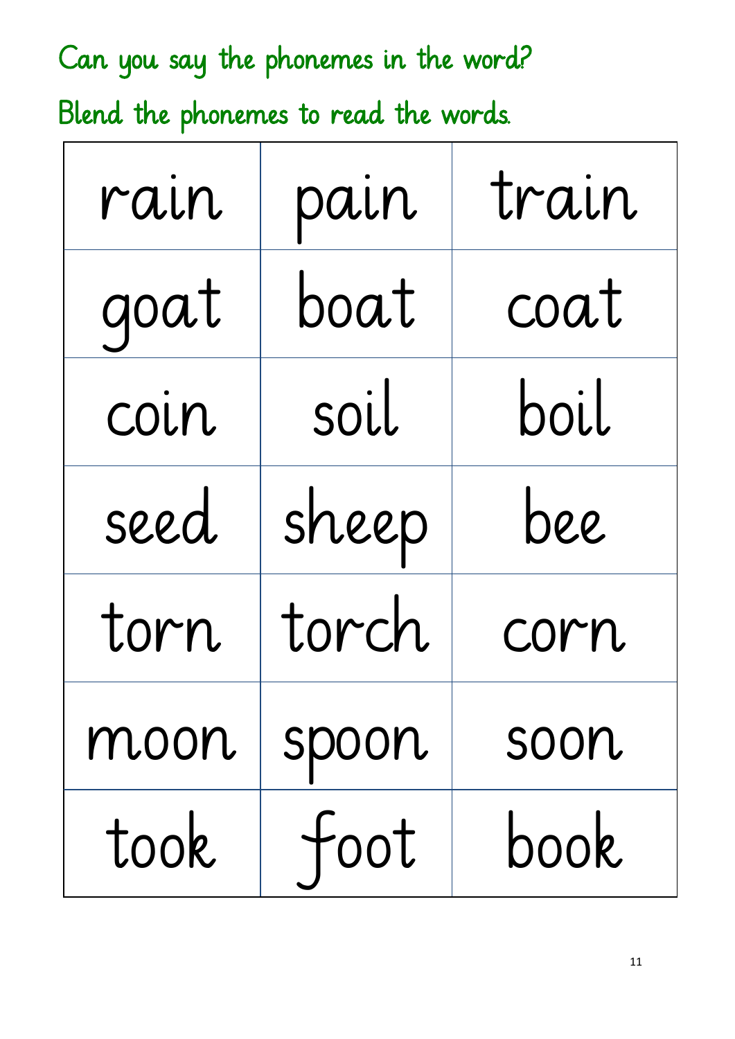Can you say the phonemes in the word?

Blend the phonemes to read the words.

| rain | pain | train |
| --- | --- | --- |
| goat | boat | coat |
| coin | soil | boil |
| seed | sheep | bee |
| torn | torch | corn |
| moon | spoon | soon |
| took | foot | book |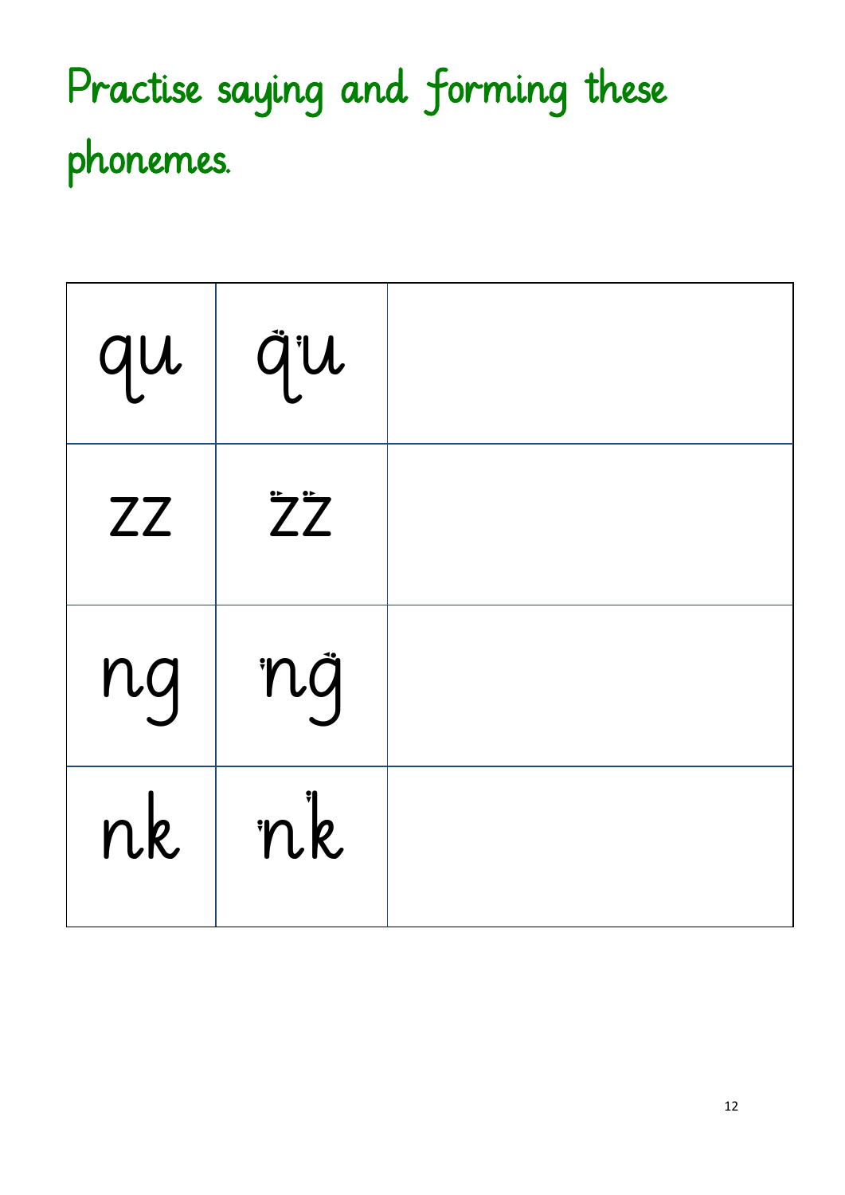# Practise saying and forming these phonemes.

| qu | qu | |
|---|---|---|
| zz | zz | |
| ng | ng | |
| nk | nk | |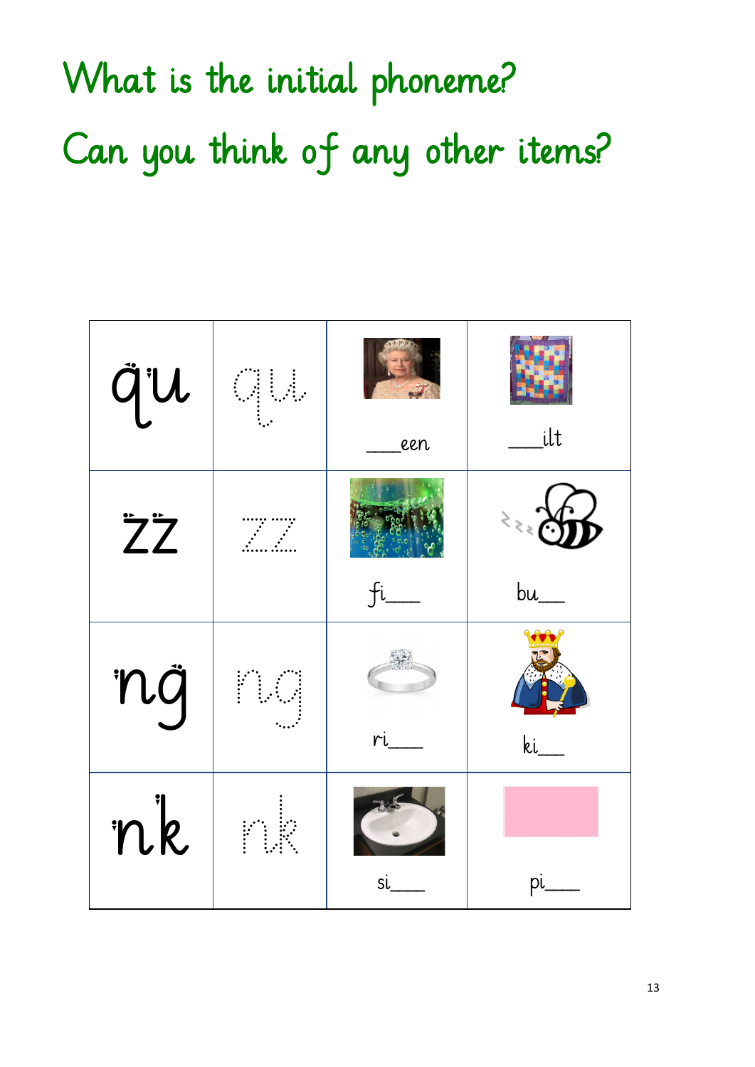# What is the initial phoneme?

# Can you think of any other items?

| qu | qu | ___een | ___ilt |
|---|---|---|---|
| zz | zz | fi___ | bu___ |
| ng | ng | ri___ | ki___ |
| nk | nk | si___ | pi___ |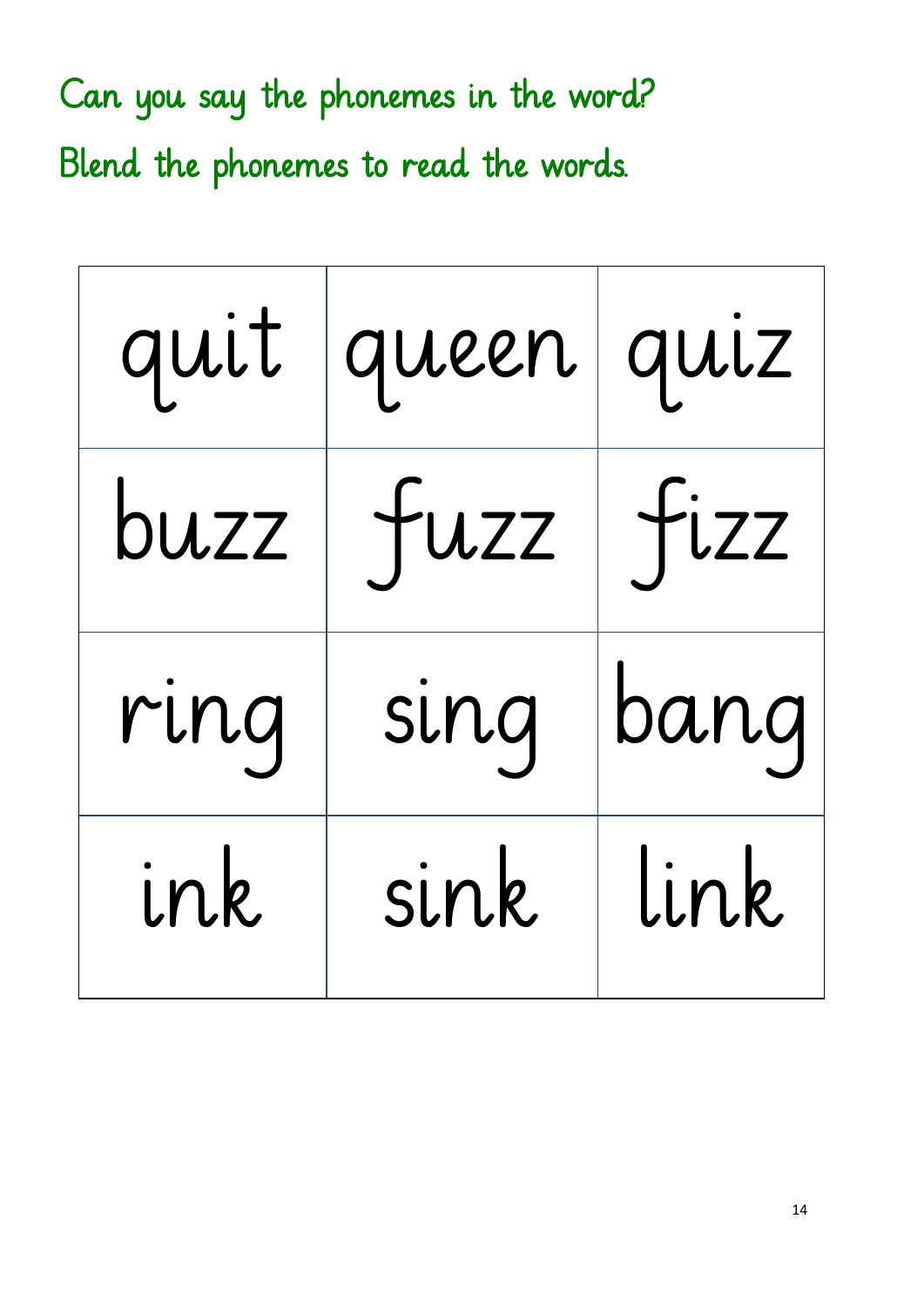Can you say the phonemes in the word?

Blend the phonemes to read the words.

| quit | queen | quiz |
| --- | --- | --- |
| buzz | fuzz | fizz |
| ring | sing | bang |
| ink | sink | link |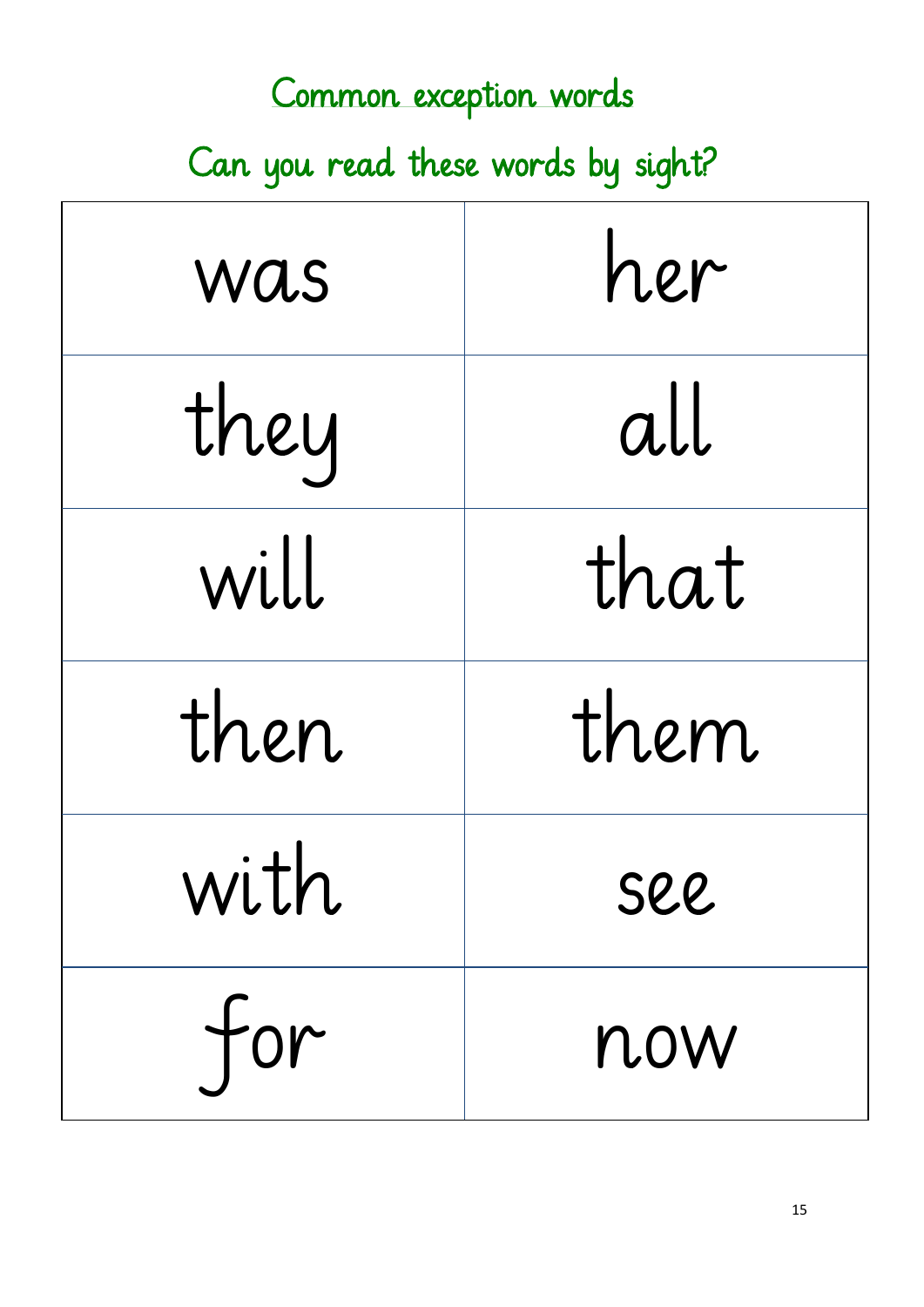# Common exception words

## Can you read these words by sight?

| | |
|---|---|
| was | her |
| they | all |
| will | that |
| then | them |
| with | see |
| for | now |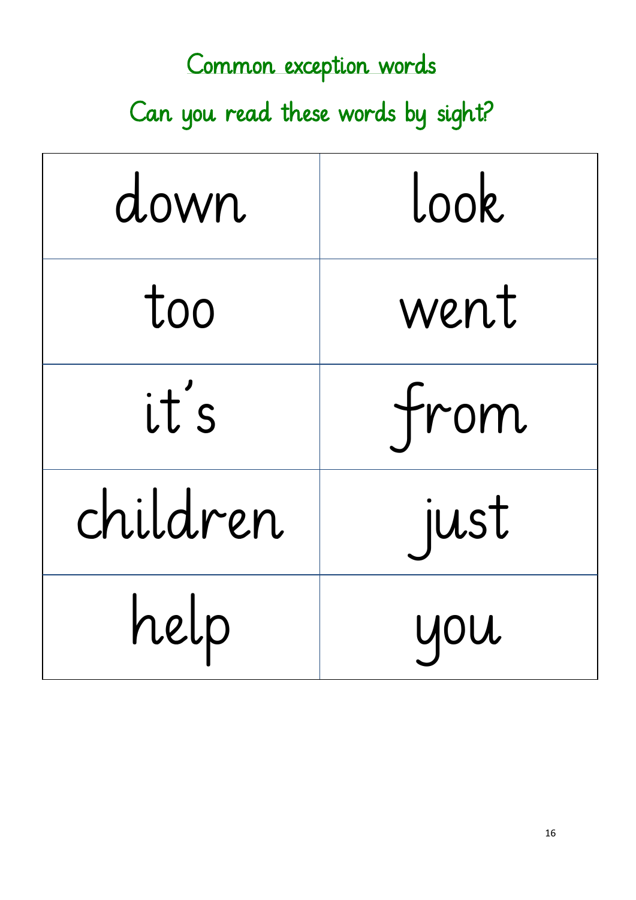## Common exception words

## Can you read these words by sight?

| | |
|---|---|
| down | look |
| too | went |
| it's | from |
| children | just |
| help | you |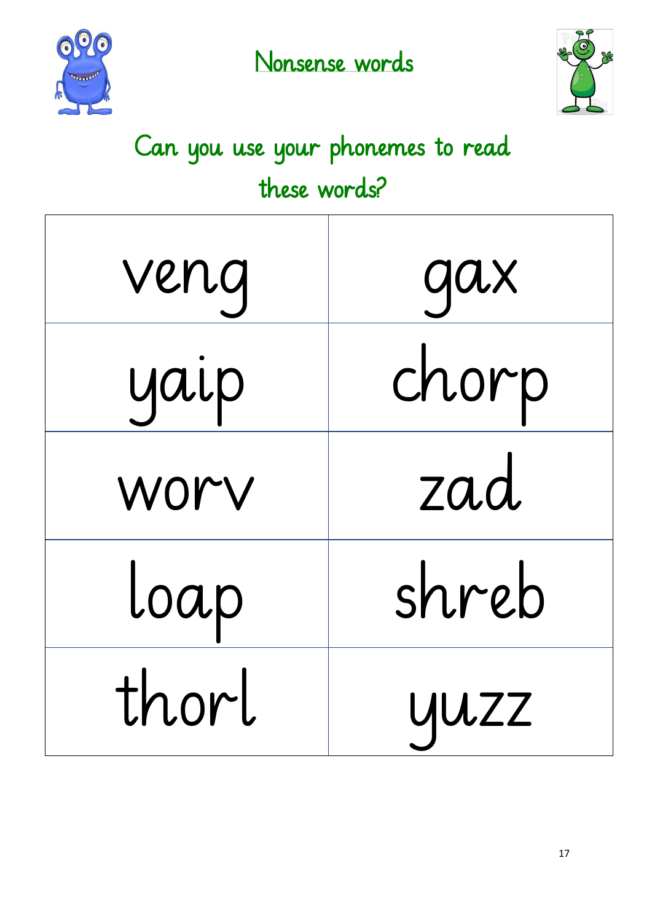# Nonsense words

## Can you use your phonemes to read these words?

| | |
|---|---|
| veng | gax |
| yaip | chorp |
| worv | zad |
| loap | shreb |
| thorl | yuzz |